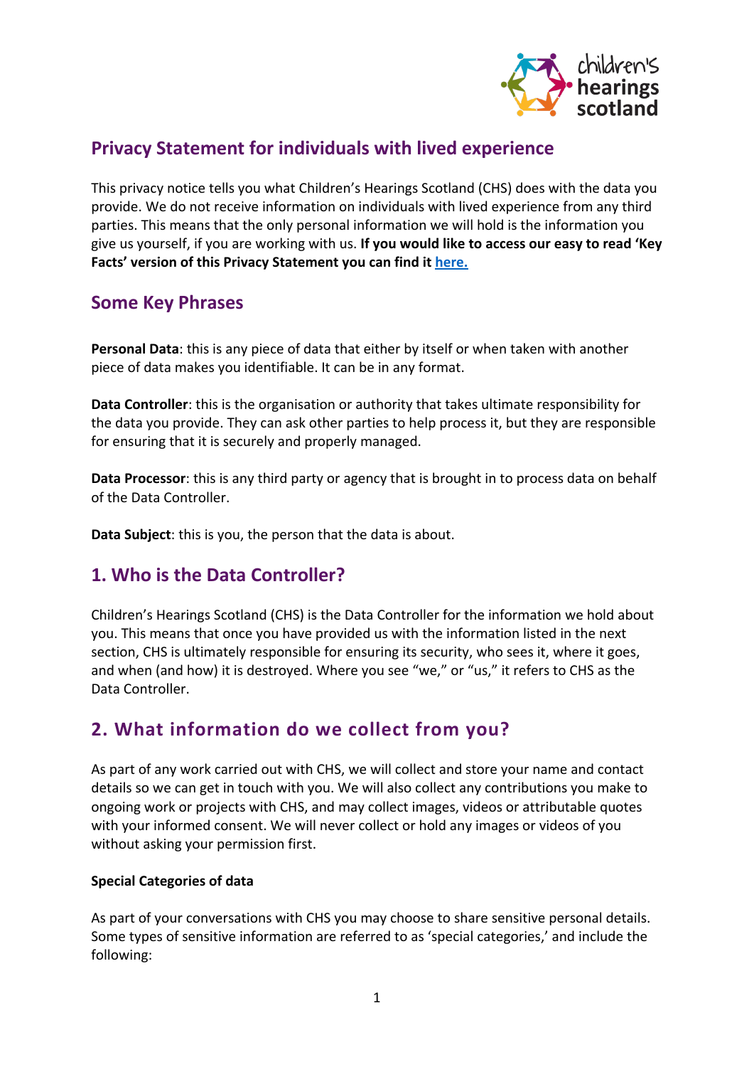# Privacy Statement for individuals with lived experience

This privacy notice tells you what Children's Hearings Scotland (CHS) does with the data you provide. We do not receive information on individuals with lived experience from any third parties. This means that the only personal information we will hold is the information you give us yourself, if you are working with us. **If you would like to access our easy to read 'Key Facts' version of this Privacy Statement you can find it here.**

## Some Key Phrases

**Personal Data**: this is any piece of data that either by itself or when taken with another piece of data makes you identifiable. It can be in any format.

**Data Controller**: this is the organisation or authority that takes ultimate responsibility for the data you provide. They can ask other parties to help process it, but they are responsible for ensuring that it is securely and properly managed.

**Data Processor**: this is any third party or agency that is brought in to process data on behalf of the Data Controller.

**Data Subject**: this is you, the person that the data is about.

## 1. Who is the Data Controller?

Children's Hearings Scotland (CHS) is the Data Controller for the information we hold about you. This means that once you have provided us with the information listed in the next section, CHS is ultimately responsible for ensuring its security, who sees it, where it goes, and when (and how) it is destroyed. Where you see "we," or "us," it refers to CHS as the Data Controller.

## 2. What information do we collect from you?

As part of any work carried out with CHS, we will collect and store your name and contact details so we can get in touch with you. We will also collect any contributions you make to ongoing work or projects with CHS, and may collect images, videos or attributable quotes with your informed consent. We will never collect or hold any images or videos of you without asking your permission first.

**Special Categories of data**

As part of your conversations with CHS you may choose to share sensitive personal details. Some types of sensitive information are referred to as 'special categories,' and include the following: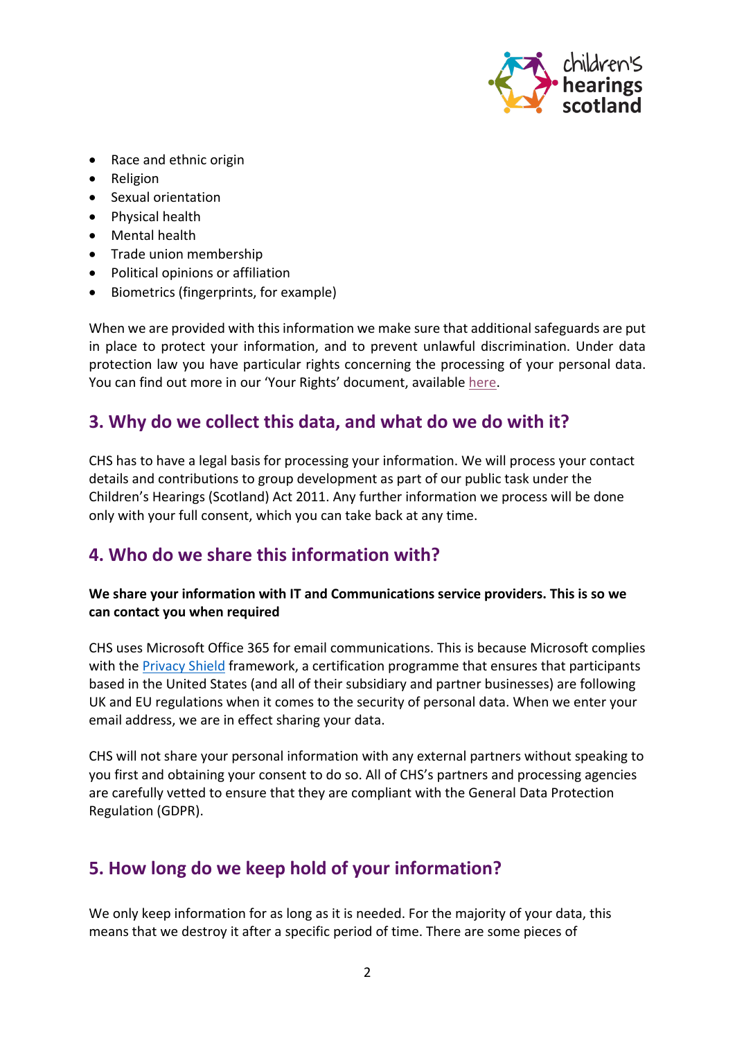- Race and ethnic origin
- Religion
- Sexual orientation
- Physical health
- Mental health
- Trade union membership
- Political opinions or affiliation
- Biometrics (fingerprints, for example)

When we are provided with this information we make sure that additional safeguards are put in place to protect your information, and to prevent unlawful discrimination. Under data protection law you have particular rights concerning the processing of your personal data. You can find out more in our 'Your Rights' document, available here.

## 3. Why do we collect this data, and what do we do with it?

CHS has to have a legal basis for processing your information. We will process your contact details and contributions to group development as part of our public task under the Children's Hearings (Scotland) Act 2011. Any further information we process will be done only with your full consent, which you can take back at any time.

## 4. Who do we share this information with?

**We share your information with IT and Communications service providers. This is so we can contact you when required**

CHS uses Microsoft Office 365 for email communications. This is because Microsoft complies with the Privacy Shield framework, a certification programme that ensures that participants based in the United States (and all of their subsidiary and partner businesses) are following UK and EU regulations when it comes to the security of personal data. When we enter your email address, we are in effect sharing your data.

CHS will not share your personal information with any external partners without speaking to you first and obtaining your consent to do so. All of CHS's partners and processing agencies are carefully vetted to ensure that they are compliant with the General Data Protection Regulation (GDPR).

## 5. How long do we keep hold of your information?

We only keep information for as long as it is needed. For the majority of your data, this means that we destroy it after a specific period of time. There are some pieces of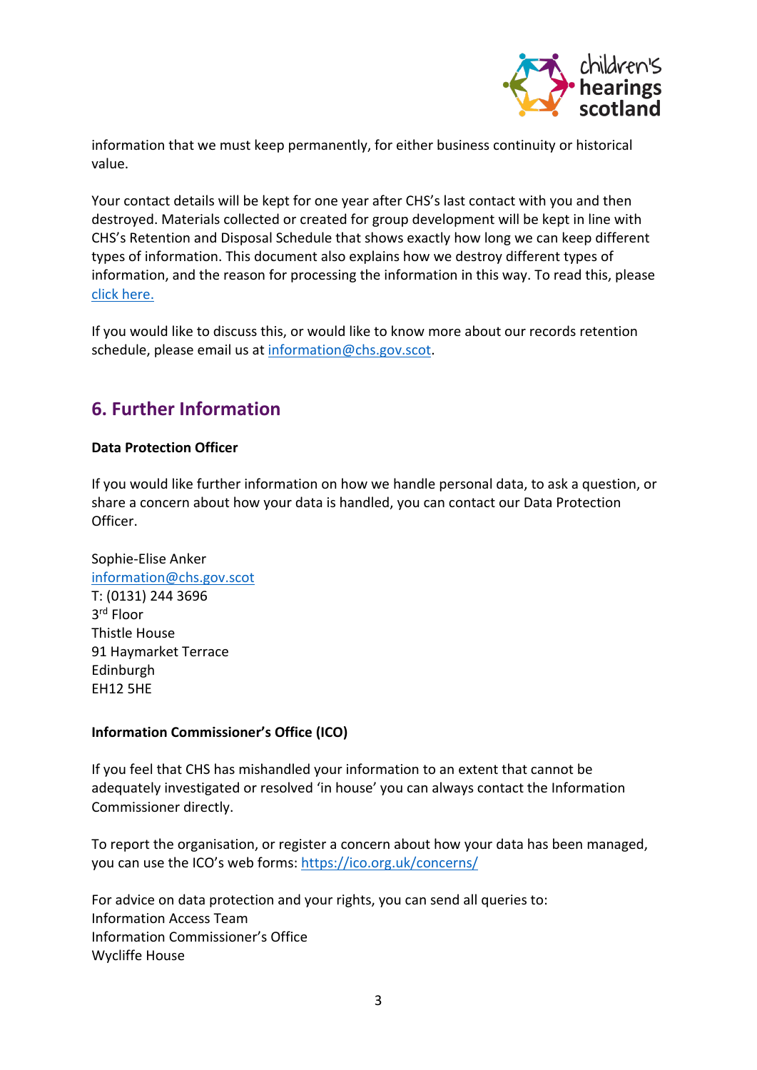information that we must keep permanently, for either business continuity or historical value.

Your contact details will be kept for one year after CHS's last contact with you and then destroyed. Materials collected or created for group development will be kept in line with CHS's Retention and Disposal Schedule that shows exactly how long we can keep different types of information. This document also explains how we destroy different types of information, and the reason for processing the information in this way. To read this, please click here.

If you would like to discuss this, or would like to know more about our records retention schedule, please email us at information@chs.gov.scot.

## 6. Further Information

**Data Protection Officer**

If you would like further information on how we handle personal data, to ask a question, or share a concern about how your data is handled, you can contact our Data Protection Officer.

Sophie-Elise Anker
information@chs.gov.scot
T: (0131) 244 3696
3rd Floor
Thistle House
91 Haymarket Terrace
Edinburgh
EH12 5HE

**Information Commissioner's Office (ICO)**

If you feel that CHS has mishandled your information to an extent that cannot be adequately investigated or resolved 'in house' you can always contact the Information Commissioner directly.

To report the organisation, or register a concern about how your data has been managed, you can use the ICO's web forms: https://ico.org.uk/concerns/

For advice on data protection and your rights, you can send all queries to:
Information Access Team
Information Commissioner's Office
Wycliffe House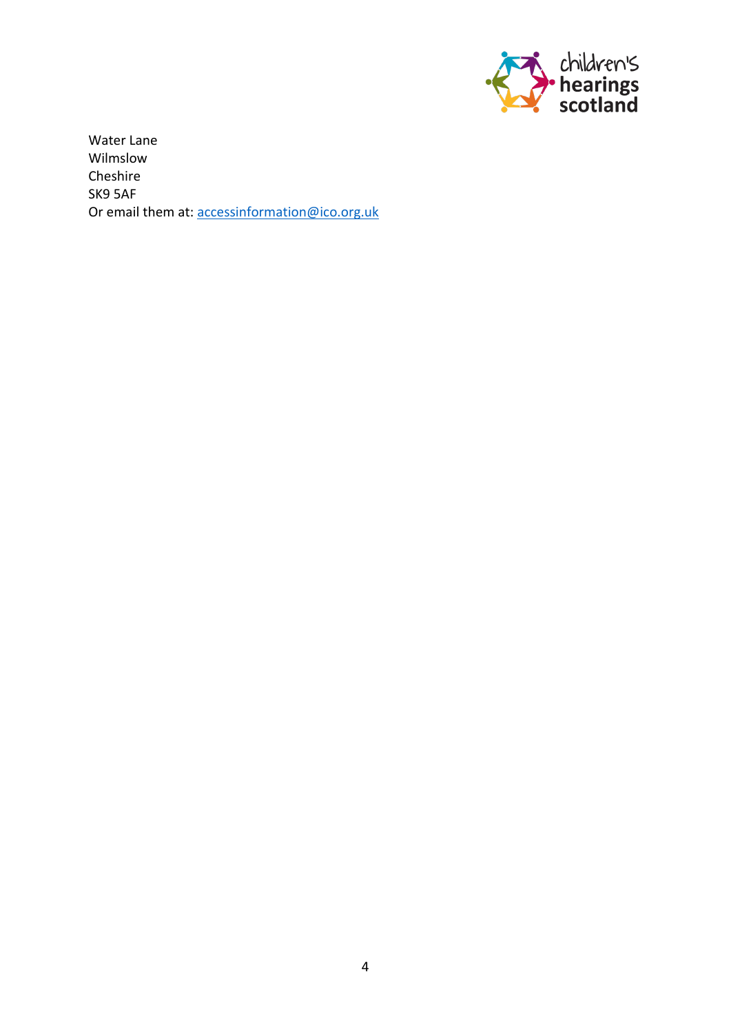Water Lane
Wilmslow
Cheshire
SK9 5AF
Or email them at: [accessinformation@ico.org.uk](mailto:accessinformation@ico.org.uk)